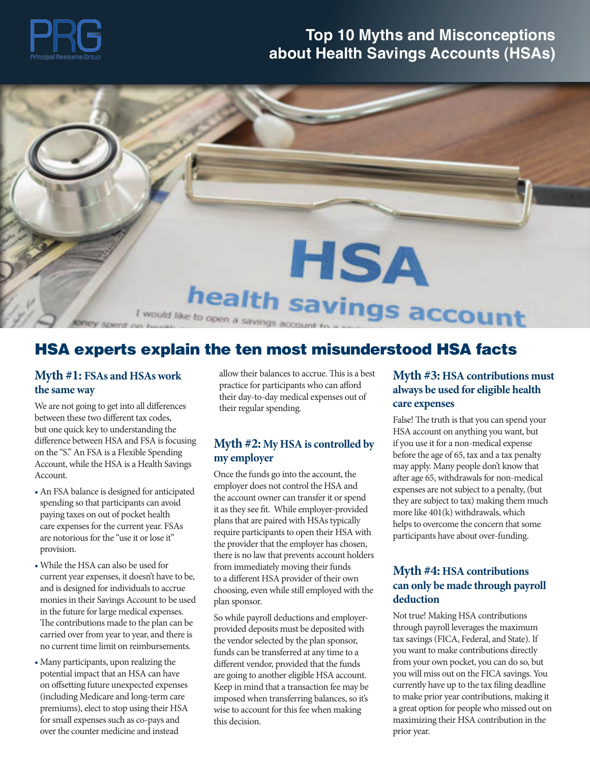# Top 10 Myths and Misconceptions about Health Savings Accounts (HSAs)

## HSA experts explain the ten most misunderstood HSA facts

### Myth #1: FSAs and HSAs work the same way

We are not going to get into all differences between these two different tax codes, but one quick key to understanding the difference between HSA and FSA is focusing on the "S." An FSA is a Flexible Spending Account, while the HSA is a Health Savings Account.

- An FSA balance is designed for anticipated spending so that participants can avoid paying taxes on out of pocket health care expenses for the current year. FSAs are notorious for the "use it or lose it" provision.
- While the HSA can also be used for current year expenses, it doesn't have to be, and is designed for individuals to accrue monies in their Savings Account to be used in the future for large medical expenses. The contributions made to the plan can be carried over from year to year, and there is no current time limit on reimbursements.
- Many participants, upon realizing the potential impact that an HSA can have on offsetting future unexpected expenses (including Medicare and long-term care premiums), elect to stop using their HSA for small expenses such as co-pays and over the counter medicine and instead allow their balances to accrue. This is a best practice for participants who can afford their day-to-day medical expenses out of their regular spending.

### Myth #2: My HSA is controlled by my employer

Once the funds go into the account, the employer does not control the HSA and the account owner can transfer it or spend it as they see fit. While employer-provided plans that are paired with HSAs typically require participants to open their HSA with the provider that the employer has chosen, there is no law that prevents account holders from immediately moving their funds to a different HSA provider of their own choosing, even while still employed with the plan sponsor.

So while payroll deductions and employer-provided deposits must be deposited with the vendor selected by the plan sponsor, funds can be transferred at any time to a different vendor, provided that the funds are going to another eligible HSA account. Keep in mind that a transaction fee may be imposed when transferring balances, so it's wise to account for this fee when making this decision.

### Myth #3: HSA contributions must always be used for eligible health care expenses

False! The truth is that you can spend your HSA account on anything you want, but if you use it for a non-medical expense before the age of 65, tax and a tax penalty may apply. Many people don't know that after age 65, withdrawals for non-medical expenses are not subject to a penalty, (but they are subject to tax) making them much more like 401(k) withdrawals, which helps to overcome the concern that some participants have about over-funding.

### Myth #4: HSA contributions can only be made through payroll deduction

Not true! Making HSA contributions through payroll leverages the maximum tax savings (FICA, Federal, and State). If you want to make contributions directly from your own pocket, you can do so, but you will miss out on the FICA savings. You currently have up to the tax filing deadline to make prior year contributions, making it a great option for people who missed out on maximizing their HSA contribution in the prior year.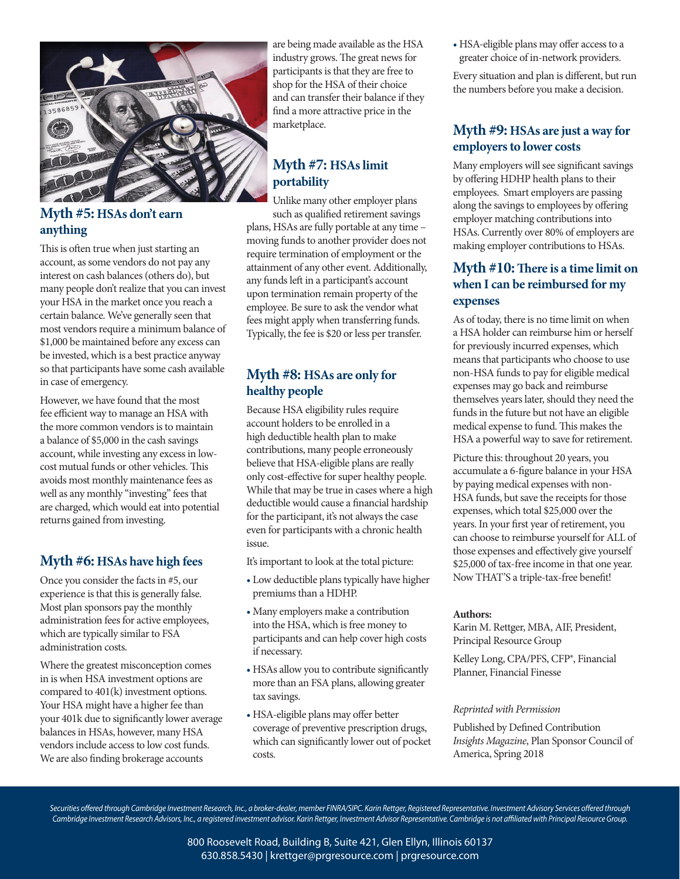## Myth #5: HSAs don't earn anything

This is often true when just starting an account, as some vendors do not pay any interest on cash balances (others do), but many people don't realize that you can invest your HSA in the market once you reach a certain balance. We've generally seen that most vendors require a minimum balance of $1,000 be maintained before any excess can be invested, which is a best practice anyway so that participants have some cash available in case of emergency.

However, we have found that the most fee efficient way to manage an HSA with the more common vendors is to maintain a balance of $5,000 in the cash savings account, while investing any excess in low-cost mutual funds or other vehicles. This avoids most monthly maintenance fees as well as any monthly "investing" fees that are charged, which would eat into potential returns gained from investing.

## Myth #6: HSAs have high fees

Once you consider the facts in #5, our experience is that this is generally false. Most plan sponsors pay the monthly administration fees for active employees, which are typically similar to FSA administration costs.

Where the greatest misconception comes in is when HSA investment options are compared to 401(k) investment options. Your HSA might have a higher fee than your 401k due to significantly lower average balances in HSAs, however, many HSA vendors include access to low cost funds. We are also finding brokerage accounts are being made available as the HSA industry grows. The great news for participants is that they are free to shop for the HSA of their choice and can transfer their balance if they find a more attractive price in the marketplace.

## Myth #7: HSAs limit portability

Unlike many other employer plans such as qualified retirement savings plans, HSAs are fully portable at any time – moving funds to another provider does not require termination of employment or the attainment of any other event. Additionally, any funds left in a participant's account upon termination remain property of the employee. Be sure to ask the vendor what fees might apply when transferring funds. Typically, the fee is $20 or less per transfer.

## Myth #8: HSAs are only for healthy people

Because HSA eligibility rules require account holders to be enrolled in a high deductible health plan to make contributions, many people erroneously believe that HSA-eligible plans are really only cost-effective for super healthy people. While that may be true in cases where a high deductible would cause a financial hardship for the participant, it's not always the case even for participants with a chronic health issue.

It's important to look at the total picture:

- Low deductible plans typically have higher premiums than a HDHP.
- Many employers make a contribution into the HSA, which is free money to participants and can help cover high costs if necessary.
- HSAs allow you to contribute significantly more than an FSA plans, allowing greater tax savings.
- HSA-eligible plans may offer better coverage of preventive prescription drugs, which can significantly lower out of pocket costs.
- HSA-eligible plans may offer access to a greater choice of in-network providers.

Every situation and plan is different, but run the numbers before you make a decision.

## Myth #9: HSAs are just a way for employers to lower costs

Many employers will see significant savings by offering HDHP health plans to their employees. Smart employers are passing along the savings to employees by offering employer matching contributions into HSAs. Currently over 80% of employers are making employer contributions to HSAs.

## Myth #10: There is a time limit on when I can be reimbursed for my expenses

As of today, there is no time limit on when a HSA holder can reimburse him or herself for previously incurred expenses, which means that participants who choose to use non-HSA funds to pay for eligible medical expenses may go back and reimburse themselves years later, should they need the funds in the future but not have an eligible medical expense to fund. This makes the HSA a powerful way to save for retirement.

Picture this: throughout 20 years, you accumulate a 6-figure balance in your HSA by paying medical expenses with non-HSA funds, but save the receipts for those expenses, which total $25,000 over the years. In your first year of retirement, you can choose to reimburse yourself for ALL of those expenses and effectively give yourself $25,000 of tax-free income in that one year. Now THAT'S a triple-tax-free benefit!

**Authors:**
Karin M. Rettger, MBA, AIF, President, Principal Resource Group

Kelley Long, CPA/PFS, CFP®, Financial Planner, Financial Finesse

*Reprinted with Permission*

Published by Defined Contribution *Insights Magazine*, Plan Sponsor Council of America, Spring 2018

*Securities offered through Cambridge Investment Research, Inc., a broker-dealer, member FINRA/SIPC. Karin Rettger, Registered Representative. Investment Advisory Services offered through Cambridge Investment Research Advisors, Inc., a registered investment advisor. Karin Rettger, Investment Advisor Representative. Cambridge is not affiliated with Principal Resource Group.*

800 Roosevelt Road, Building B, Suite 421, Glen Ellyn, Illinois 60137
630.858.5430 | krettger@prgresource.com | prgresource.com